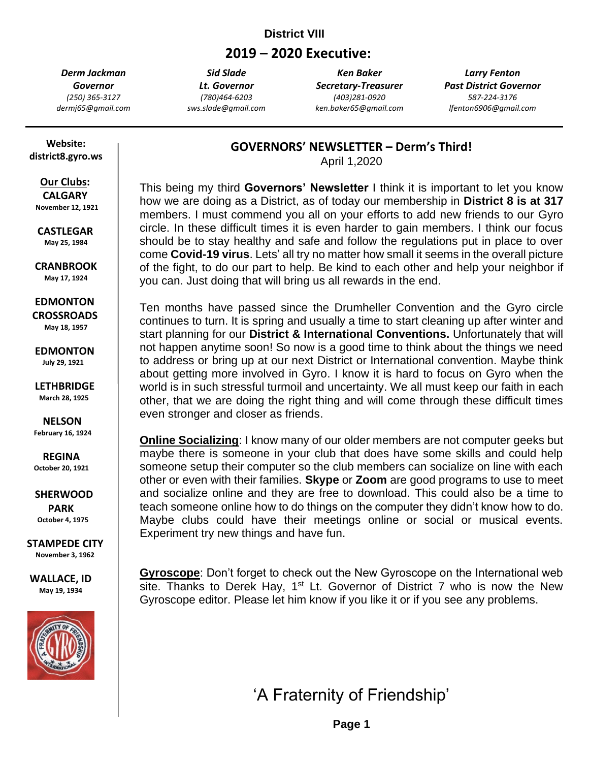**District VIII**

## 2019 – 2020 Executive:

| *Derm Jackman* | *Sid Slade* | *Ken Baker* | *Larry Fenton* |
|---|---|---|---|
| ***Governor*** | ***Lt. Governor*** | ***Secretary-Treasurer*** | ***Past District Governor*** |
| *(250) 365-3127* | *(780)464-6203* | *(403)281-0920* | *587-224-3176* |
| *dermj65@gmail.com* | *sws.slade@gmail.com* | *ken.baker65@gmail.com* | *lfenton6906@gmail.com* |

**Website:**
**district8.gyro.ws**

**Our Clubs:**

**CALGARY**
November 12, 1921

**CASTLEGAR**
May 25, 1984

**CRANBROOK**
May 17, 1924

**EDMONTON CROSSROADS**
May 18, 1957

**EDMONTON**
July 29, 1921

**LETHBRIDGE**
March 28, 1925

**NELSON**
February 16, 1924

**REGINA**
October 20, 1921

**SHERWOOD PARK**
October 4, 1975

**STAMPEDE CITY**
November 3, 1962

**WALLACE, ID**
May 19, 1934

### GOVERNORS' NEWSLETTER – Derm's Third!

April 1,2020

This being my third **Governors' Newsletter** I think it is important to let you know how we are doing as a District, as of today our membership in **District 8 is at 317** members. I must commend you all on your efforts to add new friends to our Gyro circle. In these difficult times it is even harder to gain members. I think our focus should be to stay healthy and safe and follow the regulations put in place to over come **Covid-19 virus**. Lets' all try no matter how small it seems in the overall picture of the fight, to do our part to help. Be kind to each other and help your neighbor if you can. Just doing that will bring us all rewards in the end.

Ten months have passed since the Drumheller Convention and the Gyro circle continues to turn. It is spring and usually a time to start cleaning up after winter and start planning for our **District & International Conventions.** Unfortunately that will not happen anytime soon! So now is a good time to think about the things we need to address or bring up at our next District or International convention. Maybe think about getting more involved in Gyro. I know it is hard to focus on Gyro when the world is in such stressful turmoil and uncertainty. We all must keep our faith in each other, that we are doing the right thing and will come through these difficult times even stronger and closer as friends.

**Online Socializing**: I know many of our older members are not computer geeks but maybe there is someone in your club that does have some skills and could help someone setup their computer so the club members can socialize on line with each other or even with their families. **Skype** or **Zoom** are good programs to use to meet and socialize online and they are free to download. This could also be a time to teach someone online how to do things on the computer they didn't know how to do. Maybe clubs could have their meetings online or social or musical events. Experiment try new things and have fun.

**Gyroscope**: Don't forget to check out the New Gyroscope on the International web site. Thanks to Derek Hay, 1st Lt. Governor of District 7 who is now the New Gyroscope editor. Please let him know if you like it or if you see any problems.

'A Fraternity of Friendship'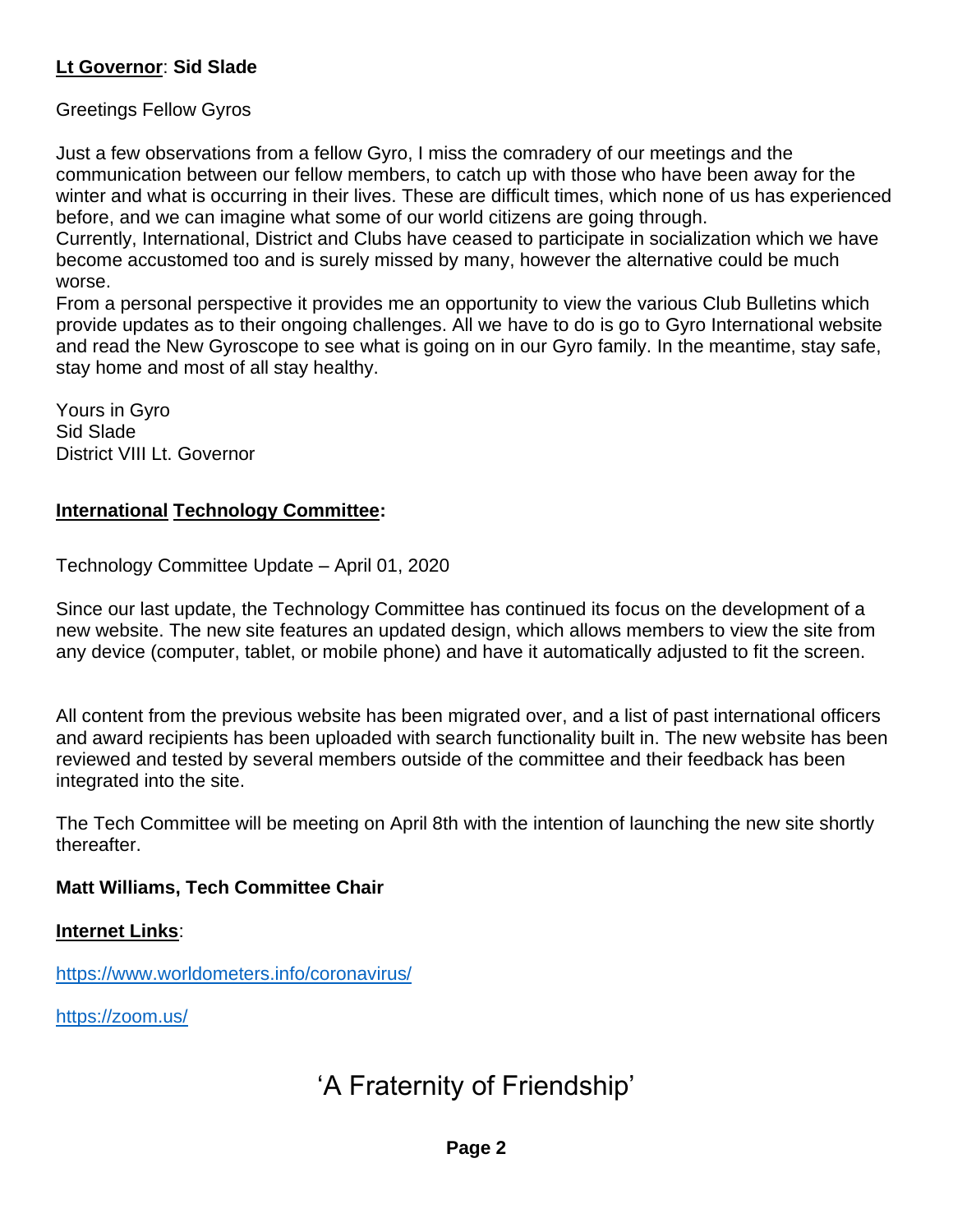**Lt Governor**: **Sid Slade**

Greetings Fellow Gyros

Just a few observations from a fellow Gyro, I miss the comradery of our meetings and the communication between our fellow members, to catch up with those who have been away for the winter and what is occurring in their lives. These are difficult times, which none of us has experienced before, and we can imagine what some of our world citizens are going through.
Currently, International, District and Clubs have ceased to participate in socialization which we have become accustomed too and is surely missed by many, however the alternative could be much worse.
From a personal perspective it provides me an opportunity to view the various Club Bulletins which provide updates as to their ongoing challenges. All we have to do is go to Gyro International website and read the New Gyroscope to see what is going on in our Gyro family. In the meantime, stay safe, stay home and most of all stay healthy.

Yours in Gyro
Sid Slade
District VIII Lt. Governor

**International Technology Committee:**

Technology Committee Update – April 01, 2020

Since our last update, the Technology Committee has continued its focus on the development of a new website. The new site features an updated design, which allows members to view the site from any device (computer, tablet, or mobile phone) and have it automatically adjusted to fit the screen.

All content from the previous website has been migrated over, and a list of past international officers and award recipients has been uploaded with search functionality built in. The new website has been reviewed and tested by several members outside of the committee and their feedback has been integrated into the site.

The Tech Committee will be meeting on April 8th with the intention of launching the new site shortly thereafter.

**Matt Williams, Tech Committee Chair**

**Internet Links**:

https://www.worldometers.info/coronavirus/

https://zoom.us/

'A Fraternity of Friendship'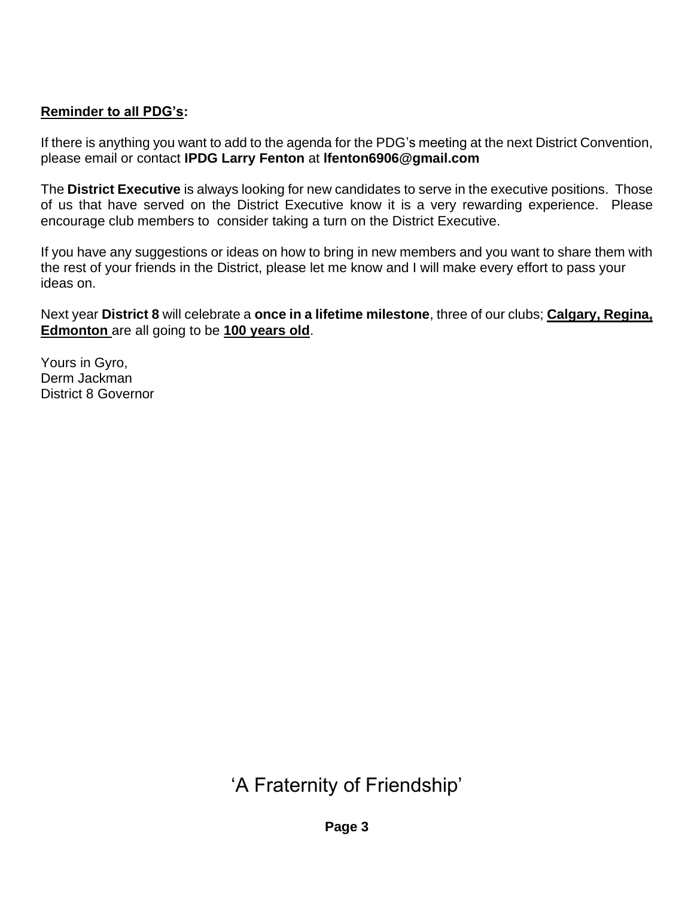**<u>Reminder to all PDG's</u>:**

If there is anything you want to add to the agenda for the PDG's meeting at the next District Convention, please email or contact **IPDG Larry Fenton** at **lfenton6906@gmail.com**

The **District Executive** is always looking for new candidates to serve in the executive positions. Those of us that have served on the District Executive know it is a very rewarding experience. Please encourage club members to consider taking a turn on the District Executive.

If you have any suggestions or ideas on how to bring in new members and you want to share them with the rest of your friends in the District, please let me know and I will make every effort to pass your ideas on.

Next year **District 8** will celebrate a **once in a lifetime milestone**, three of our clubs; **<u>Calgary, Regina, Edmonton</u>** are all going to be **<u>100 years old</u>**.

Yours in Gyro,
Derm Jackman
District 8 Governor

'A Fraternity of Friendship'